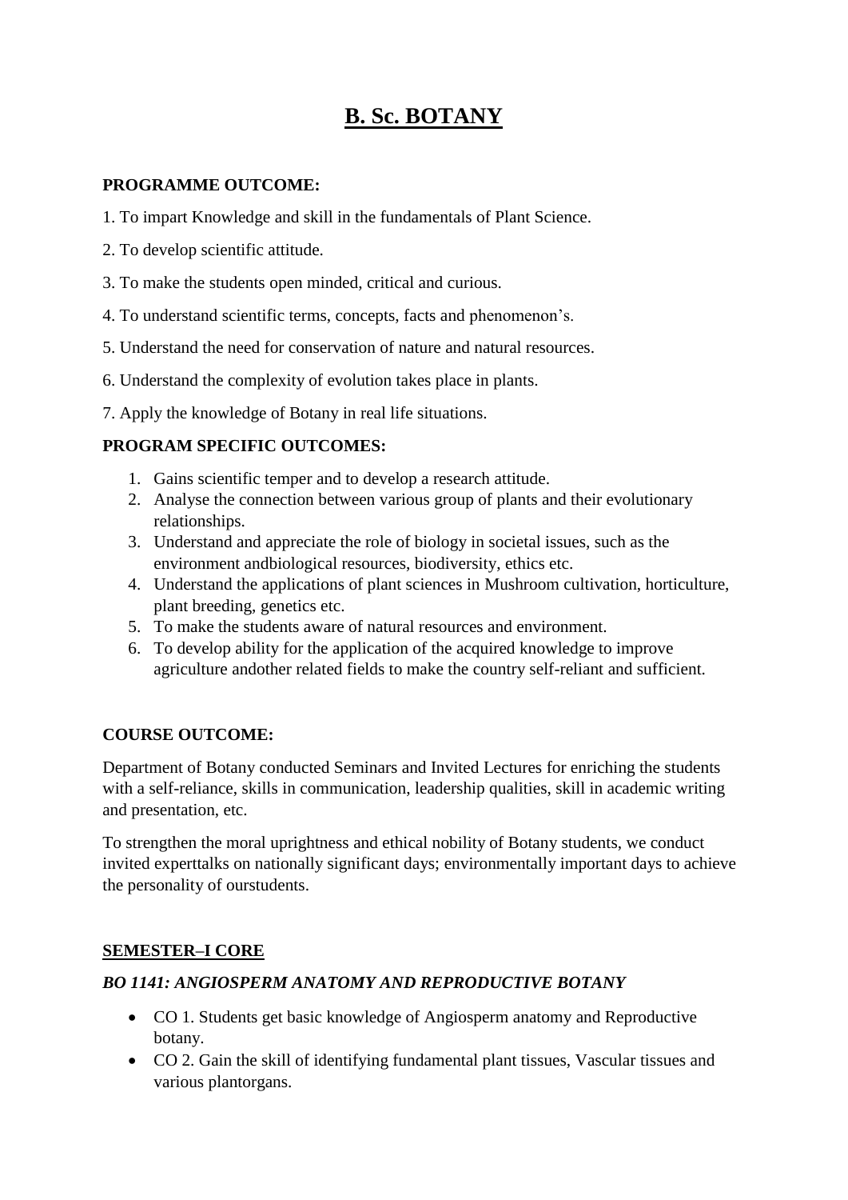# B. Sc. BOTANY

**PROGRAMME OUTCOME:**

1. To impart Knowledge and skill in the fundamentals of Plant Science.

2. To develop scientific attitude.

3. To make the students open minded, critical and curious.

4. To understand scientific terms, concepts, facts and phenomenon's.

5. Understand the need for conservation of nature and natural resources.

6. Understand the complexity of evolution takes place in plants.

7. Apply the knowledge of Botany in real life situations.

**PROGRAM SPECIFIC OUTCOMES:**

1. Gains scientific temper and to develop a research attitude.
2. Analyse the connection between various group of plants and their evolutionary relationships.
3. Understand and appreciate the role of biology in societal issues, such as the environment andbiological resources, biodiversity, ethics etc.
4. Understand the applications of plant sciences in Mushroom cultivation, horticulture, plant breeding, genetics etc.
5. To make the students aware of natural resources and environment.
6. To develop ability for the application of the acquired knowledge to improve agriculture andother related fields to make the country self-reliant and sufficient.

**COURSE OUTCOME:**

Department of Botany conducted Seminars and Invited Lectures for enriching the students with a self-reliance, skills in communication, leadership qualities, skill in academic writing and presentation, etc.

To strengthen the moral uprightness and ethical nobility of Botany students, we conduct invited experttalks on nationally significant days; environmentally important days to achieve the personality of ourstudents.

**SEMESTER–I CORE**

***BO 1141: ANGIOSPERM ANATOMY AND REPRODUCTIVE BOTANY***

- CO 1. Students get basic knowledge of Angiosperm anatomy and Reproductive botany.
- CO 2. Gain the skill of identifying fundamental plant tissues, Vascular tissues and various plantorgans.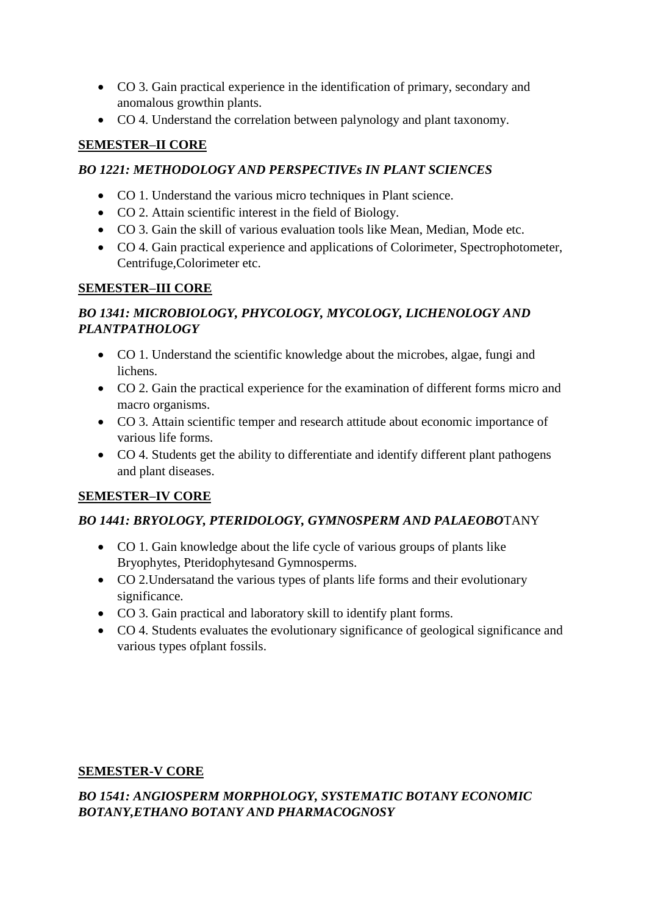- CO 3. Gain practical experience in the identification of primary, secondary and anomalous growthin plants.
- CO 4. Understand the correlation between palynology and plant taxonomy.

**SEMESTER–II CORE**

***BO 1221: METHODOLOGY AND PERSPECTIVEs IN PLANT SCIENCES***

- CO 1. Understand the various micro techniques in Plant science.
- CO 2. Attain scientific interest in the field of Biology.
- CO 3. Gain the skill of various evaluation tools like Mean, Median, Mode etc.
- CO 4. Gain practical experience and applications of Colorimeter, Spectrophotometer, Centrifuge,Colorimeter etc.

**SEMESTER–III CORE**

***BO 1341: MICROBIOLOGY, PHYCOLOGY, MYCOLOGY, LICHENOLOGY AND PLANTPATHOLOGY***

- CO 1. Understand the scientific knowledge about the microbes, algae, fungi and lichens.
- CO 2. Gain the practical experience for the examination of different forms micro and macro organisms.
- CO 3. Attain scientific temper and research attitude about economic importance of various life forms.
- CO 4. Students get the ability to differentiate and identify different plant pathogens and plant diseases.

**SEMESTER–IV CORE**

***BO 1441: BRYOLOGY, PTERIDOLOGY, GYMNOSPERM AND PALAEOBO***TANY

- CO 1. Gain knowledge about the life cycle of various groups of plants like Bryophytes, Pteridophytesand Gymnosperms.
- CO 2.Undersatand the various types of plants life forms and their evolutionary significance.
- CO 3. Gain practical and laboratory skill to identify plant forms.
- CO 4. Students evaluates the evolutionary significance of geological significance and various types ofplant fossils.

**SEMESTER-V CORE**

***BO 1541: ANGIOSPERM MORPHOLOGY, SYSTEMATIC BOTANY ECONOMIC BOTANY,ETHANO BOTANY AND PHARMACOGNOSY***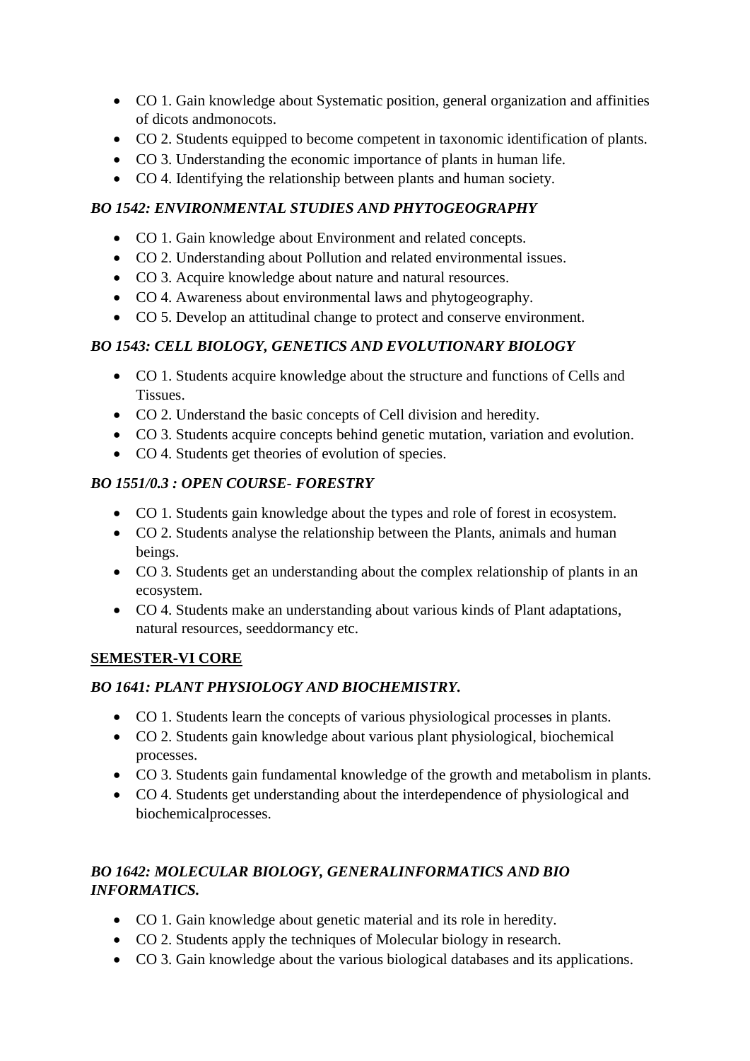- CO 1. Gain knowledge about Systematic position, general organization and affinities of dicots andmonocots.
- CO 2. Students equipped to become competent in taxonomic identification of plants.
- CO 3. Understanding the economic importance of plants in human life.
- CO 4. Identifying the relationship between plants and human society.

### *BO 1542: ENVIRONMENTAL STUDIES AND PHYTOGEOGRAPHY*

- CO 1. Gain knowledge about Environment and related concepts.
- CO 2. Understanding about Pollution and related environmental issues.
- CO 3. Acquire knowledge about nature and natural resources.
- CO 4. Awareness about environmental laws and phytogeography.
- CO 5. Develop an attitudinal change to protect and conserve environment.

### *BO 1543: CELL BIOLOGY, GENETICS AND EVOLUTIONARY BIOLOGY*

- CO 1. Students acquire knowledge about the structure and functions of Cells and Tissues.
- CO 2. Understand the basic concepts of Cell division and heredity.
- CO 3. Students acquire concepts behind genetic mutation, variation and evolution.
- CO 4. Students get theories of evolution of species.

### *BO 1551/0.3 : OPEN COURSE- FORESTRY*

- CO 1. Students gain knowledge about the types and role of forest in ecosystem.
- CO 2. Students analyse the relationship between the Plants, animals and human beings.
- CO 3. Students get an understanding about the complex relationship of plants in an ecosystem.
- CO 4. Students make an understanding about various kinds of Plant adaptations, natural resources, seeddormancy etc.

## SEMESTER-VI CORE

### *BO 1641: PLANT PHYSIOLOGY AND BIOCHEMISTRY.*

- CO 1. Students learn the concepts of various physiological processes in plants.
- CO 2. Students gain knowledge about various plant physiological, biochemical processes.
- CO 3. Students gain fundamental knowledge of the growth and metabolism in plants.
- CO 4. Students get understanding about the interdependence of physiological and biochemicalprocesses.

### *BO 1642: MOLECULAR BIOLOGY, GENERALINFORMATICS AND BIO INFORMATICS.*

- CO 1. Gain knowledge about genetic material and its role in heredity.
- CO 2. Students apply the techniques of Molecular biology in research.
- CO 3. Gain knowledge about the various biological databases and its applications.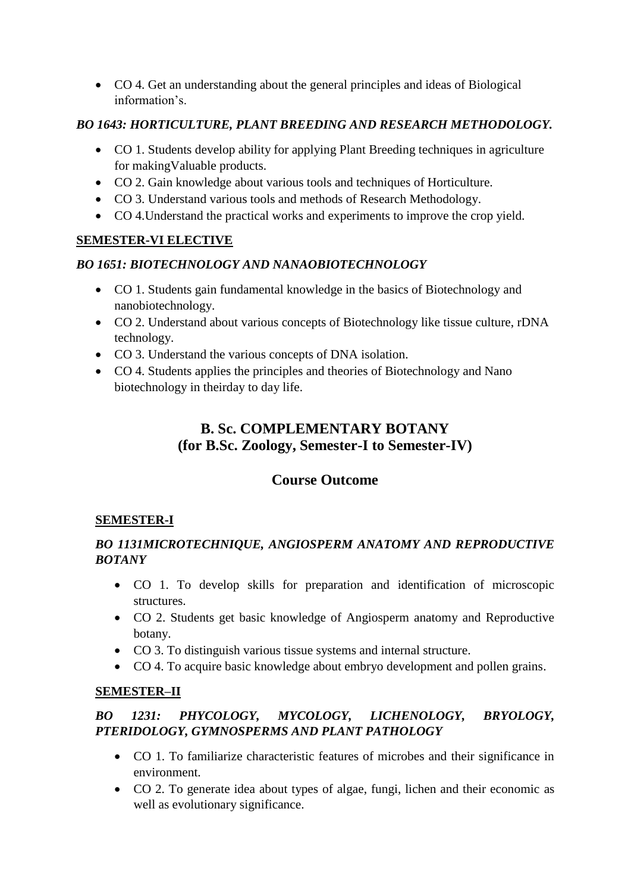- CO 4. Get an understanding about the general principles and ideas of Biological information's.

***BO 1643: HORTICULTURE, PLANT BREEDING AND RESEARCH METHODOLOGY.***

- CO 1. Students develop ability for applying Plant Breeding techniques in agriculture for makingValuable products.
- CO 2. Gain knowledge about various tools and techniques of Horticulture.
- CO 3. Understand various tools and methods of Research Methodology.
- CO 4.Understand the practical works and experiments to improve the crop yield.

**SEMESTER-VI ELECTIVE**

***BO 1651: BIOTECHNOLOGY AND NANAOBIOTECHNOLOGY***

- CO 1. Students gain fundamental knowledge in the basics of Biotechnology and nanobiotechnology.
- CO 2. Understand about various concepts of Biotechnology like tissue culture, rDNA technology.
- CO 3. Understand the various concepts of DNA isolation.
- CO 4. Students applies the principles and theories of Biotechnology and Nano biotechnology in theirday to day life.

## B. Sc. COMPLEMENTARY BOTANY
## (for B.Sc. Zoology, Semester-I to Semester-IV)

## Course Outcome

**SEMESTER-I**

***BO 1131MICROTECHNIQUE, ANGIOSPERM ANATOMY AND REPRODUCTIVE BOTANY***

- CO 1. To develop skills for preparation and identification of microscopic structures.
- CO 2. Students get basic knowledge of Angiosperm anatomy and Reproductive botany.
- CO 3. To distinguish various tissue systems and internal structure.
- CO 4. To acquire basic knowledge about embryo development and pollen grains.

**SEMESTER–II**

***BO 1231: PHYCOLOGY, MYCOLOGY, LICHENOLOGY, BRYOLOGY, PTERIDOLOGY, GYMNOSPERMS AND PLANT PATHOLOGY***

- CO 1. To familiarize characteristic features of microbes and their significance in environment.
- CO 2. To generate idea about types of algae, fungi, lichen and their economic as well as evolutionary significance.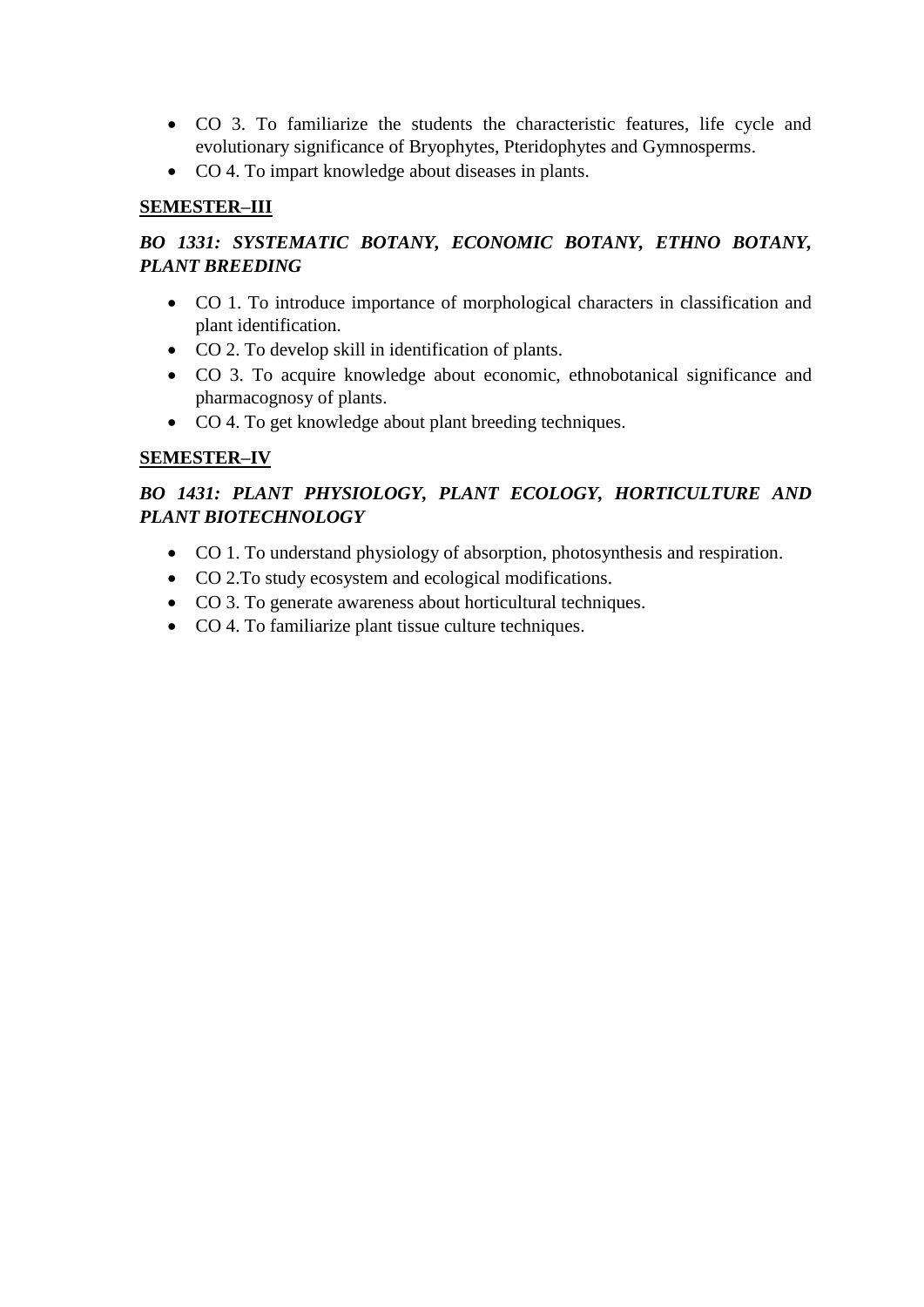- CO 3. To familiarize the students the characteristic features, life cycle and evolutionary significance of Bryophytes, Pteridophytes and Gymnosperms.
- CO 4. To impart knowledge about diseases in plants.

**SEMESTER–III**

***BO 1331: SYSTEMATIC BOTANY, ECONOMIC BOTANY, ETHNO BOTANY, PLANT BREEDING***

- CO 1. To introduce importance of morphological characters in classification and plant identification.
- CO 2. To develop skill in identification of plants.
- CO 3. To acquire knowledge about economic, ethnobotanical significance and pharmacognosy of plants.
- CO 4. To get knowledge about plant breeding techniques.

**SEMESTER–IV**

***BO 1431: PLANT PHYSIOLOGY, PLANT ECOLOGY, HORTICULTURE AND PLANT BIOTECHNOLOGY***

- CO 1. To understand physiology of absorption, photosynthesis and respiration.
- CO 2.To study ecosystem and ecological modifications.
- CO 3. To generate awareness about horticultural techniques.
- CO 4. To familiarize plant tissue culture techniques.